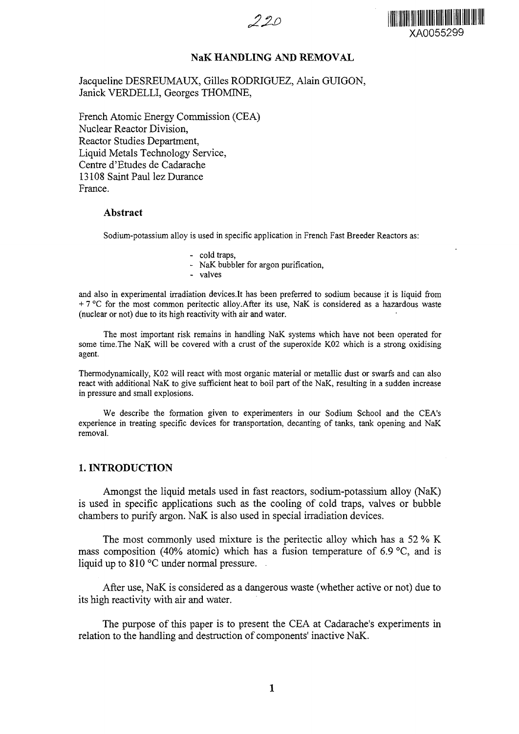# NaK HANDLING AND REMOVAL

Jacqueline DESREUMAUX, Gilles RODRIGUEZ, Alain GUIGON, Janick VERDELLI, Georges THOMINE,

French Atomic Energy Commission (CEA)
Nuclear Reactor Division,
Reactor Studies Department,
Liquid Metals Technology Service,
Centre d'Etudes de Cadarache
13108 Saint Paul lez Durance
France.

## Abstract

Sodium-potassium alloy is used in specific application in French Fast Breeder Reactors as:

- cold traps,
- NaK bubbler for argon purification,
- valves

and also in experimental irradiation devices.It has been preferred to sodium because it is liquid from + 7 °C for the most common peritectic alloy.After its use, NaK is considered as a hazardous waste (nuclear or not) due to its high reactivity with air and water.

The most important risk remains in handling NaK systems which have not been operated for some time.The NaK will be covered with a crust of the superoxide K02 which is a strong oxidising agent.

Thermodynamically, K02 will react with most organic material or metallic dust or swarfs and can also react with additional NaK to give sufficient heat to boil part of the NaK, resulting in a sudden increase in pressure and small explosions.

We describe the formation given to experimenters in our Sodium School and the CEA's experience in treating specific devices for transportation, decanting of tanks, tank opening and NaK removal.

## 1. INTRODUCTION

Amongst the liquid metals used in fast reactors, sodium-potassium alloy (NaK) is used in specific applications such as the cooling of cold traps, valves or bubble chambers to purify argon. NaK is also used in special irradiation devices.

The most commonly used mixture is the peritectic alloy which has a 52 % K mass composition (40% atomic) which has a fusion temperature of 6.9 °C, and is liquid up to 810 °C under normal pressure.

After use, NaK is considered as a dangerous waste (whether active or not) due to its high reactivity with air and water.

The purpose of this paper is to present the CEA at Cadarache's experiments in relation to the handling and destruction of components' inactive NaK.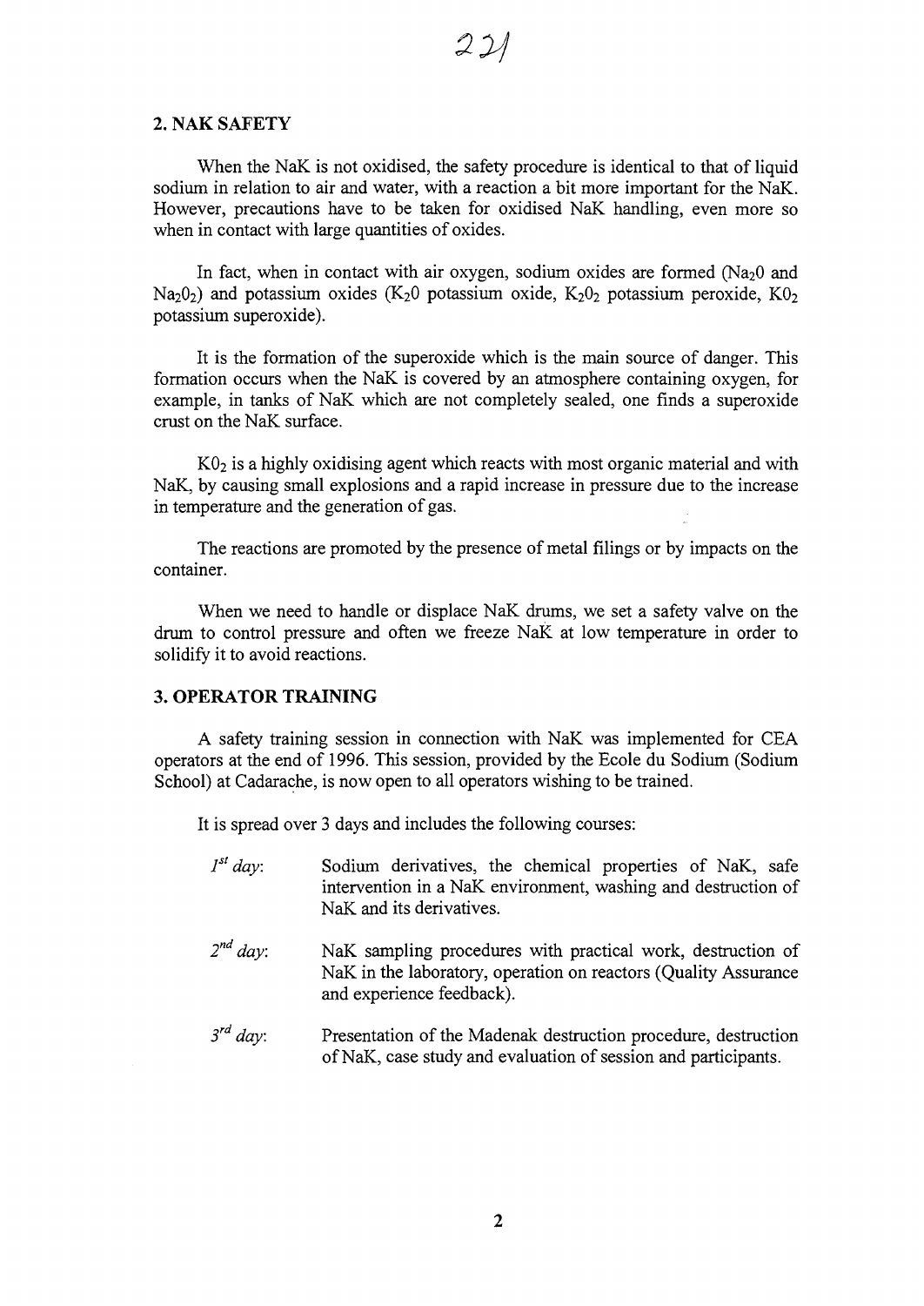## 2. NAK SAFETY

When the NaK is not oxidised, the safety procedure is identical to that of liquid sodium in relation to air and water, with a reaction a bit more important for the NaK. However, precautions have to be taken for oxidised NaK handling, even more so when in contact with large quantities of oxides.

In fact, when in contact with air oxygen, sodium oxides are formed ($Na_2O$ and $Na_2O_2$) and potassium oxides ($K_2O$ potassium oxide, $K_2O_2$ potassium peroxide, $KO_2$ potassium superoxide).

It is the formation of the superoxide which is the main source of danger. This formation occurs when the NaK is covered by an atmosphere containing oxygen, for example, in tanks of NaK which are not completely sealed, one finds a superoxide crust on the NaK surface.

$KO_2$ is a highly oxidising agent which reacts with most organic material and with NaK, by causing small explosions and a rapid increase in pressure due to the increase in temperature and the generation of gas.

The reactions are promoted by the presence of metal filings or by impacts on the container.

When we need to handle or displace NaK drums, we set a safety valve on the drum to control pressure and often we freeze NaK at low temperature in order to solidify it to avoid reactions.

## 3. OPERATOR TRAINING

A safety training session in connection with NaK was implemented for CEA operators at the end of 1996. This session, provided by the Ecole du Sodium (Sodium School) at Cadarache, is now open to all operators wishing to be trained.

It is spread over 3 days and includes the following courses:

*1st day*: Sodium derivatives, the chemical properties of NaK, safe intervention in a NaK environment, washing and destruction of NaK and its derivatives.

*2nd day*: NaK sampling procedures with practical work, destruction of NaK in the laboratory, operation on reactors (Quality Assurance and experience feedback).

*3rd day*: Presentation of the Madenak destruction procedure, destruction of NaK, case study and evaluation of session and participants.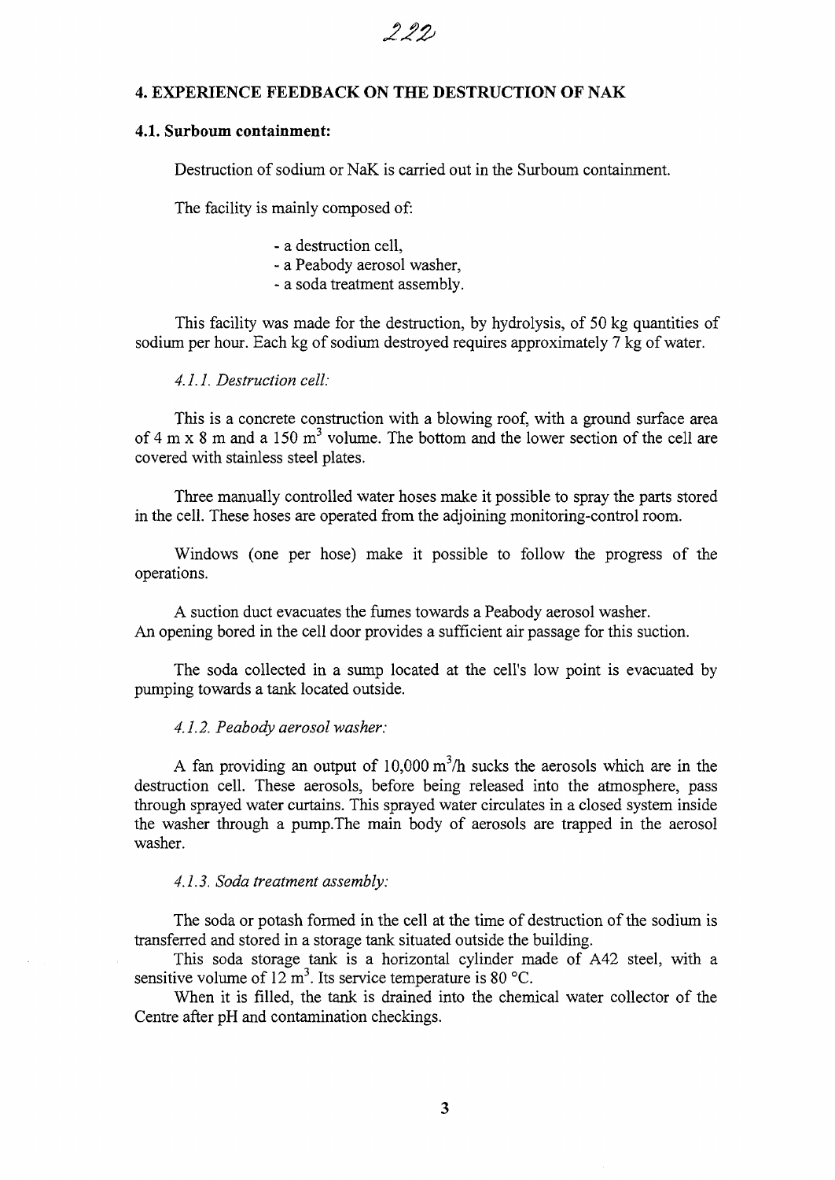## 4. EXPERIENCE FEEDBACK ON THE DESTRUCTION OF NAK

### 4.1. Surboum containment:

Destruction of sodium or NaK is carried out in the Surboum containment.

The facility is mainly composed of:

- a destruction cell,
- a Peabody aerosol washer,
- a soda treatment assembly.

This facility was made for the destruction, by hydrolysis, of 50 kg quantities of sodium per hour. Each kg of sodium destroyed requires approximately 7 kg of water.

#### *4.1.1. Destruction cell:*

This is a concrete construction with a blowing roof, with a ground surface area of 4 m x 8 m and a 150 $m^3$ volume. The bottom and the lower section of the cell are covered with stainless steel plates.

Three manually controlled water hoses make it possible to spray the parts stored in the cell. These hoses are operated from the adjoining monitoring-control room.

Windows (one per hose) make it possible to follow the progress of the operations.

A suction duct evacuates the fumes towards a Peabody aerosol washer.
An opening bored in the cell door provides a sufficient air passage for this suction.

The soda collected in a sump located at the cell's low point is evacuated by pumping towards a tank located outside.

#### *4.1.2. Peabody aerosol washer:*

A fan providing an output of 10,000 $m^3$/h sucks the aerosols which are in the destruction cell. These aerosols, before being released into the atmosphere, pass through sprayed water curtains. This sprayed water circulates in a closed system inside the washer through a pump.The main body of aerosols are trapped in the aerosol washer.

#### *4.1.3. Soda treatment assembly:*

The soda or potash formed in the cell at the time of destruction of the sodium is transferred and stored in a storage tank situated outside the building.

This soda storage tank is a horizontal cylinder made of A42 steel, with a sensitive volume of 12 $m^3$. Its service temperature is 80 °C.

When it is filled, the tank is drained into the chemical water collector of the Centre after pH and contamination checkings.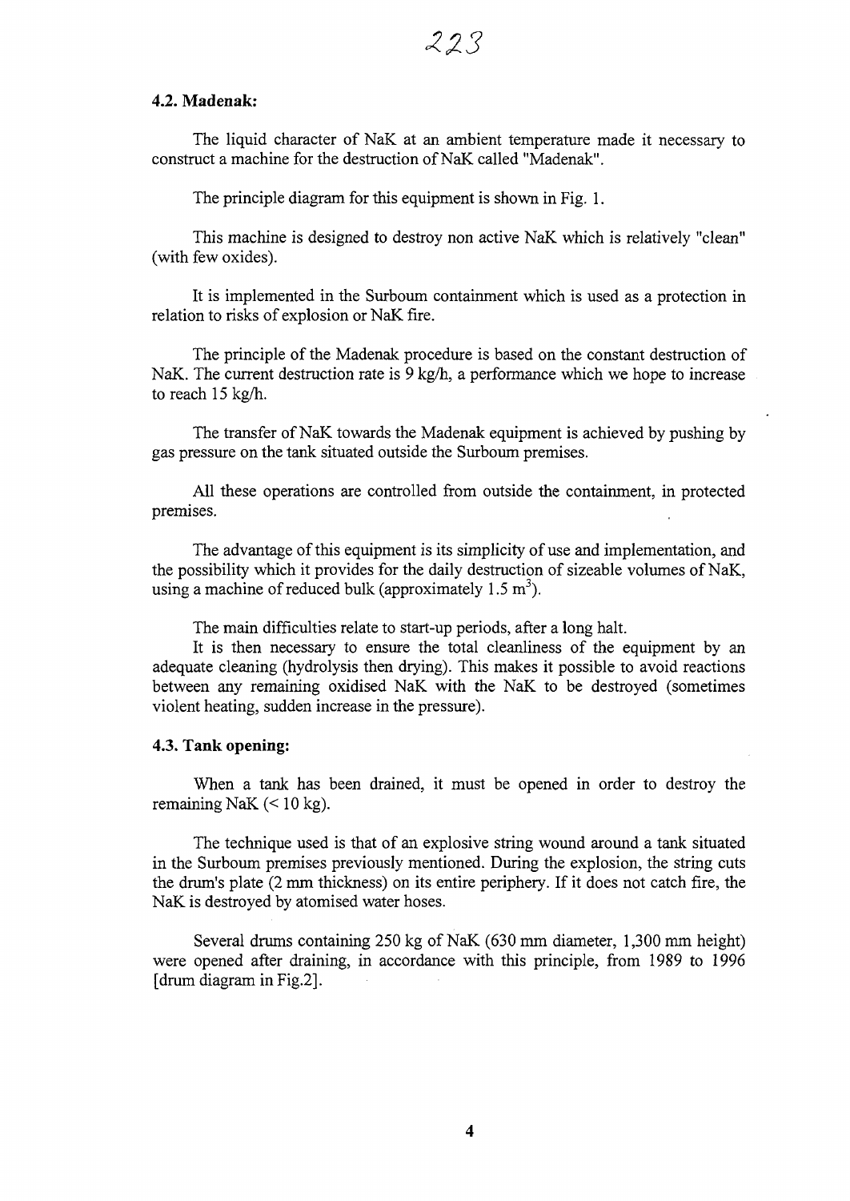### 4.2. Madenak:

The liquid character of NaK at an ambient temperature made it necessary to construct a machine for the destruction of NaK called "Madenak".

The principle diagram for this equipment is shown in Fig. 1.

This machine is designed to destroy non active NaK which is relatively "clean" (with few oxides).

It is implemented in the Surboum containment which is used as a protection in relation to risks of explosion or NaK fire.

The principle of the Madenak procedure is based on the constant destruction of NaK. The current destruction rate is 9 kg/h, a performance which we hope to increase to reach 15 kg/h.

The transfer of NaK towards the Madenak equipment is achieved by pushing by gas pressure on the tank situated outside the Surboum premises.

All these operations are controlled from outside the containment, in protected premises.

The advantage of this equipment is its simplicity of use and implementation, and the possibility which it provides for the daily destruction of sizeable volumes of NaK, using a machine of reduced bulk (approximately 1.5 $m^3$).

The main difficulties relate to start-up periods, after a long halt.

It is then necessary to ensure the total cleanliness of the equipment by an adequate cleaning (hydrolysis then drying). This makes it possible to avoid reactions between any remaining oxidised NaK with the NaK to be destroyed (sometimes violent heating, sudden increase in the pressure).

### 4.3. Tank opening:

When a tank has been drained, it must be opened in order to destroy the remaining NaK (< 10 kg).

The technique used is that of an explosive string wound around a tank situated in the Surboum premises previously mentioned. During the explosion, the string cuts the drum's plate (2 mm thickness) on its entire periphery. If it does not catch fire, the NaK is destroyed by atomised water hoses.

Several drums containing 250 kg of NaK (630 mm diameter, 1,300 mm height) were opened after draining, in accordance with this principle, from 1989 to 1996 [drum diagram in Fig.2].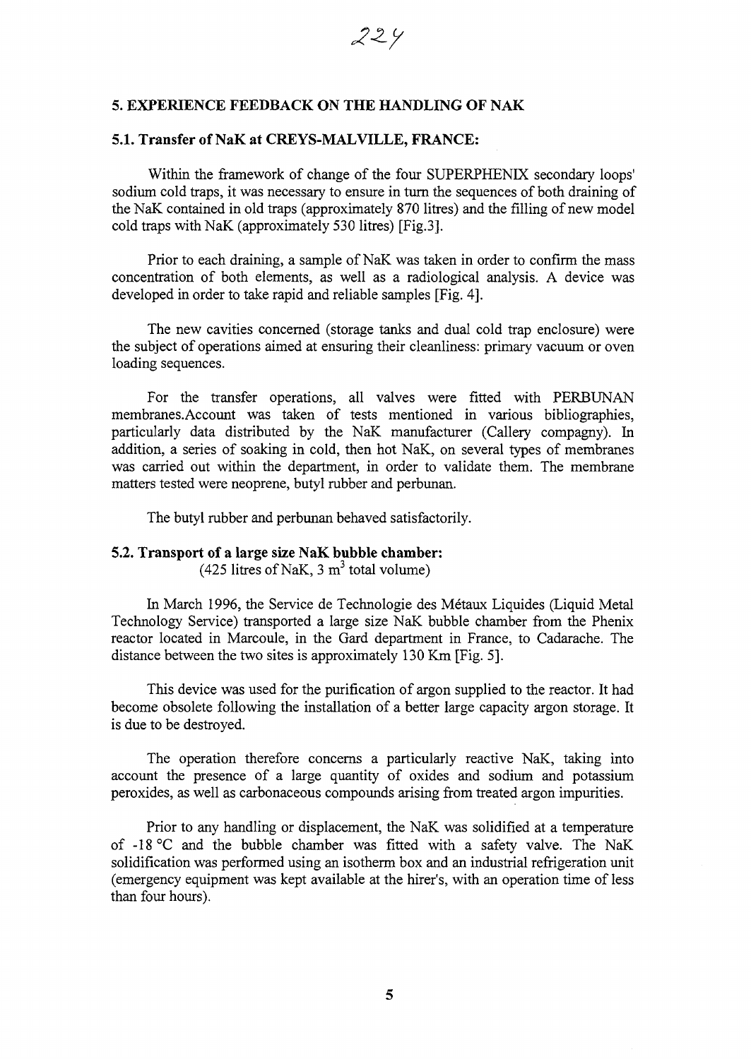## 5. EXPERIENCE FEEDBACK ON THE HANDLING OF NAK

### 5.1. Transfer of NaK at CREYS-MALVILLE, FRANCE:

Within the framework of change of the four SUPERPHENIX secondary loops' sodium cold traps, it was necessary to ensure in turn the sequences of both draining of the NaK contained in old traps (approximately 870 litres) and the filling of new model cold traps with NaK (approximately 530 litres) [Fig.3].

Prior to each draining, a sample of NaK was taken in order to confirm the mass concentration of both elements, as well as a radiological analysis. A device was developed in order to take rapid and reliable samples [Fig. 4].

The new cavities concerned (storage tanks and dual cold trap enclosure) were the subject of operations aimed at ensuring their cleanliness: primary vacuum or oven loading sequences.

For the transfer operations, all valves were fitted with PERBUNAN membranes.Account was taken of tests mentioned in various bibliographies, particularly data distributed by the NaK manufacturer (Callery compagny). In addition, a series of soaking in cold, then hot NaK, on several types of membranes was carried out within the department, in order to validate them. The membrane matters tested were neoprene, butyl rubber and perbunan.

The butyl rubber and perbunan behaved satisfactorily.

### 5.2. Transport of a large size NaK bubble chamber:

(425 litres of NaK, 3 $m^3$ total volume)

In March 1996, the Service de Technologie des Métaux Liquides (Liquid Metal Technology Service) transported a large size NaK bubble chamber from the Phenix reactor located in Marcoule, in the Gard department in France, to Cadarache. The distance between the two sites is approximately 130 Km [Fig. 5].

This device was used for the purification of argon supplied to the reactor. It had become obsolete following the installation of a better large capacity argon storage. It is due to be destroyed.

The operation therefore concerns a particularly reactive NaK, taking into account the presence of a large quantity of oxides and sodium and potassium peroxides, as well as carbonaceous compounds arising from treated argon impurities.

Prior to any handling or displacement, the NaK was solidified at a temperature of -18 °C and the bubble chamber was fitted with a safety valve. The NaK solidification was performed using an isotherm box and an industrial refrigeration unit (emergency equipment was kept available at the hirer's, with an operation time of less than four hours).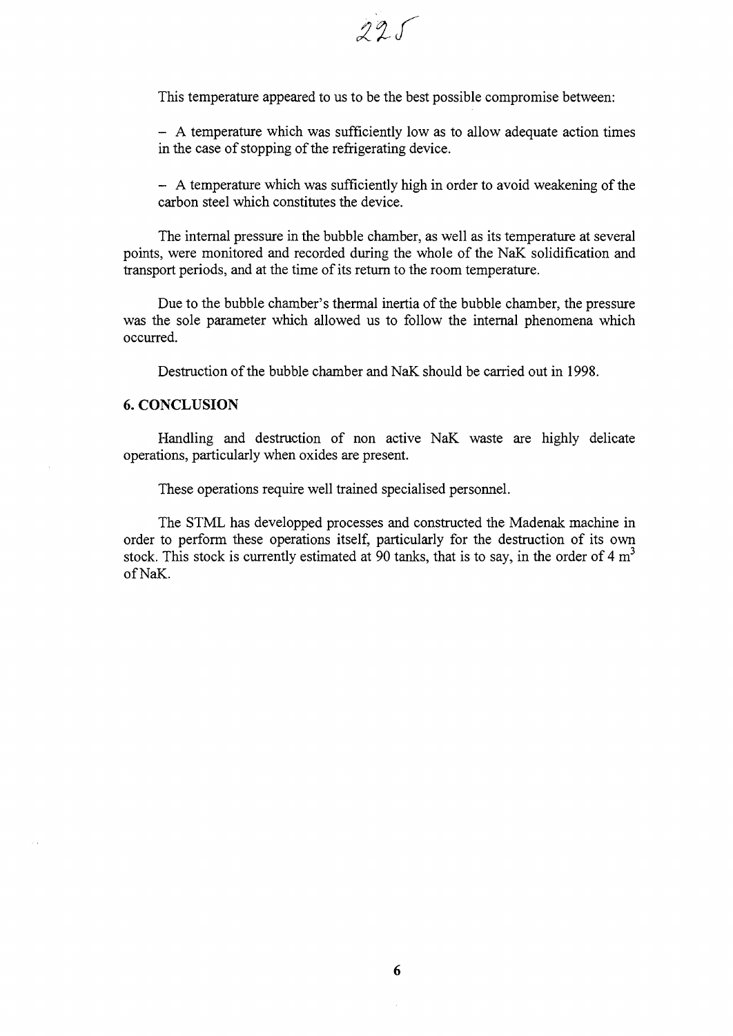This temperature appeared to us to be the best possible compromise between:

– A temperature which was sufficiently low as to allow adequate action times in the case of stopping of the refrigerating device.

– A temperature which was sufficiently high in order to avoid weakening of the carbon steel which constitutes the device.

The internal pressure in the bubble chamber, as well as its temperature at several points, were monitored and recorded during the whole of the NaK solidification and transport periods, and at the time of its return to the room temperature.

Due to the bubble chamber's thermal inertia of the bubble chamber, the pressure was the sole parameter which allowed us to follow the internal phenomena which occurred.

Destruction of the bubble chamber and NaK should be carried out in 1998.

## 6. CONCLUSION

Handling and destruction of non active NaK waste are highly delicate operations, particularly when oxides are present.

These operations require well trained specialised personnel.

The STML has developped processes and constructed the Madenak machine in order to perform these operations itself, particularly for the destruction of its own stock. This stock is currently estimated at 90 tanks, that is to say, in the order of 4 $m^3$ of NaK.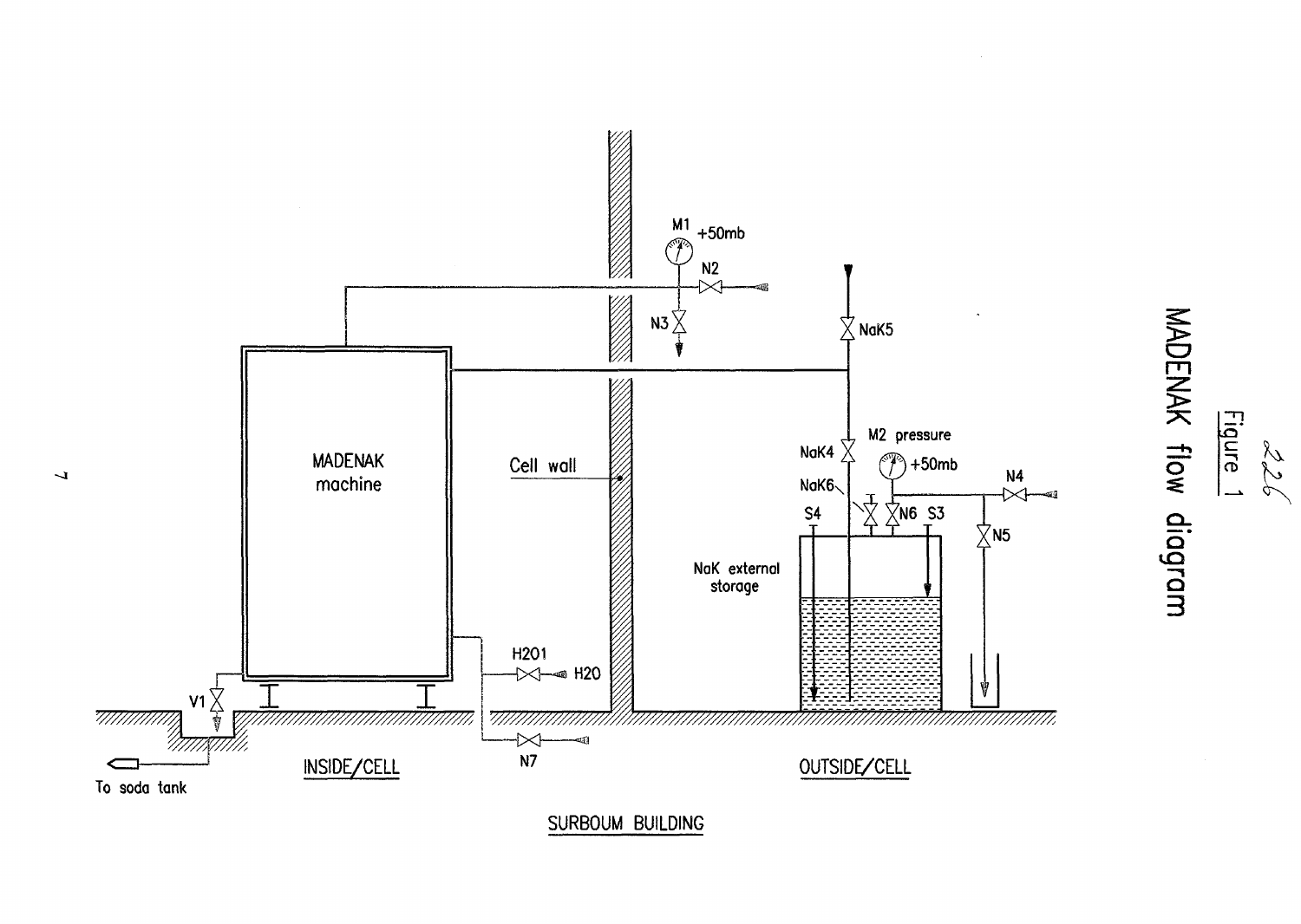MADENAK machine

Cell wall

M1 +50mb

N2

N3

NaK5

NaK4

M2 pressure

+50mb

N4

NaK6

N6

S3

S4

N5

NaK external storage

H2O1

H2O

V1

N7

To soda tank

INSIDE/CELL

OUTSIDE/CELL

SURBOUM BUILDING

Figure 1

MADENAK flow diagram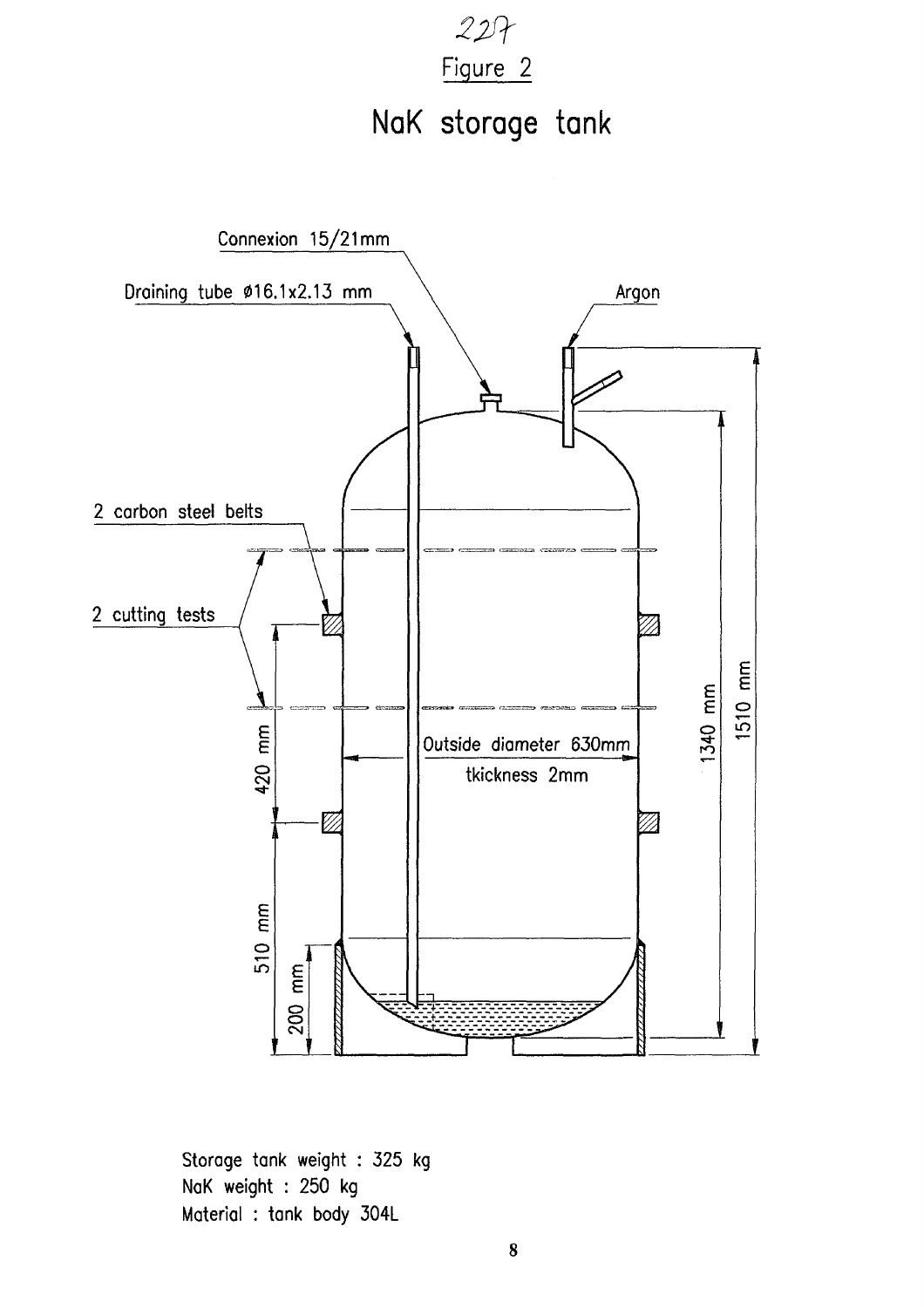227

Figure 2

# NaK storage tank

Connexion 15/21mm

Draining tube ø16.1x2.13 mm

Argon

2 carbon steel belts

2 cutting tests

420 mm

510 mm

200 mm

Outside diameter 630mm

tkickness 2mm

1340 mm

1510 mm

Storage tank weight : 325 kg

NaK weight : 250 kg

Material : tank body 304L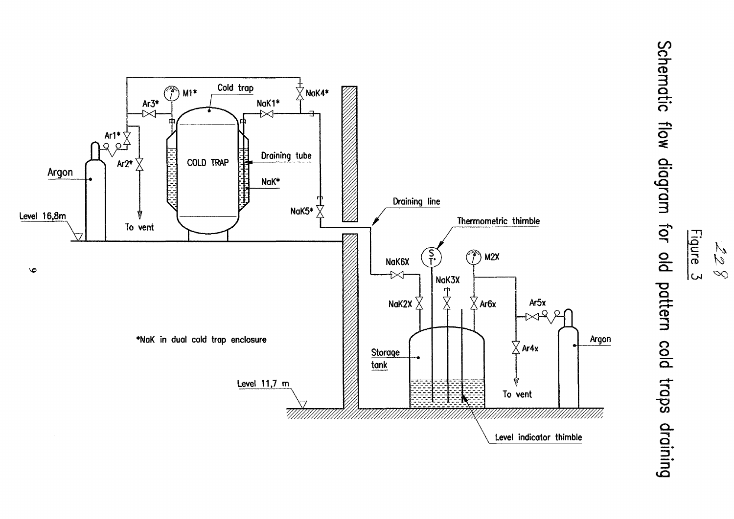228

Figure 3

Schematic flow diagram for old pattern cold traps draining

Cold trap

M1*

NaK1*

NaK4*

Ar3*

Ar1*

Ar2*

Argon

COLD TRAP

Draining tube

NaK*

NaK5*

Level 16,8m

To vent

Draining line

Thermometric thimble

S T

M2X

NaK6X

NaK3X

NaK2X

Ar6x

Ar5x

Ar4x

Argon

Storage tank

To vent

Level 11,7 m

Level indicator thimble

*NaK in dual cold trap enclosure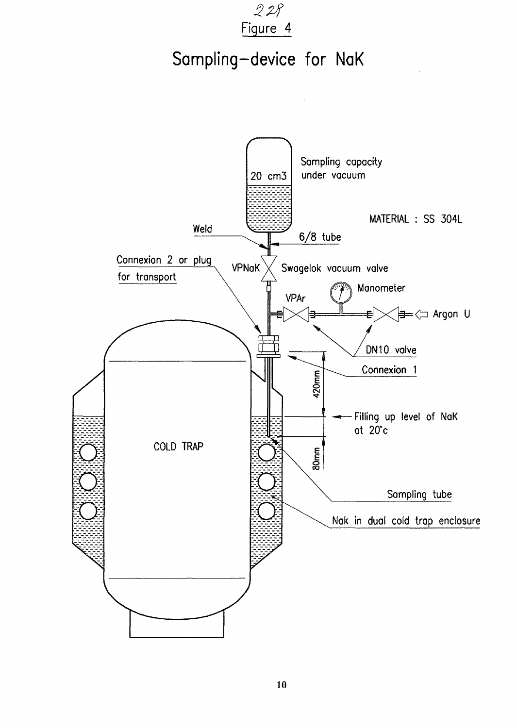228

Figure 4

# Sampling-device for NaK

Sampling capacity under vacuum

20 cm3

MATERIAL : SS 304L

Weld

6/8 tube

Connexion 2 or plug for transport

VPNaK

Swagelok vacuum valve

Manometer

VPAr

Argon U

DN10 valve

Connexion 1

420mm

Filling up level of NaK at 20°c

COLD TRAP

80mm

Sampling tube

Nak in dual cold trap enclosure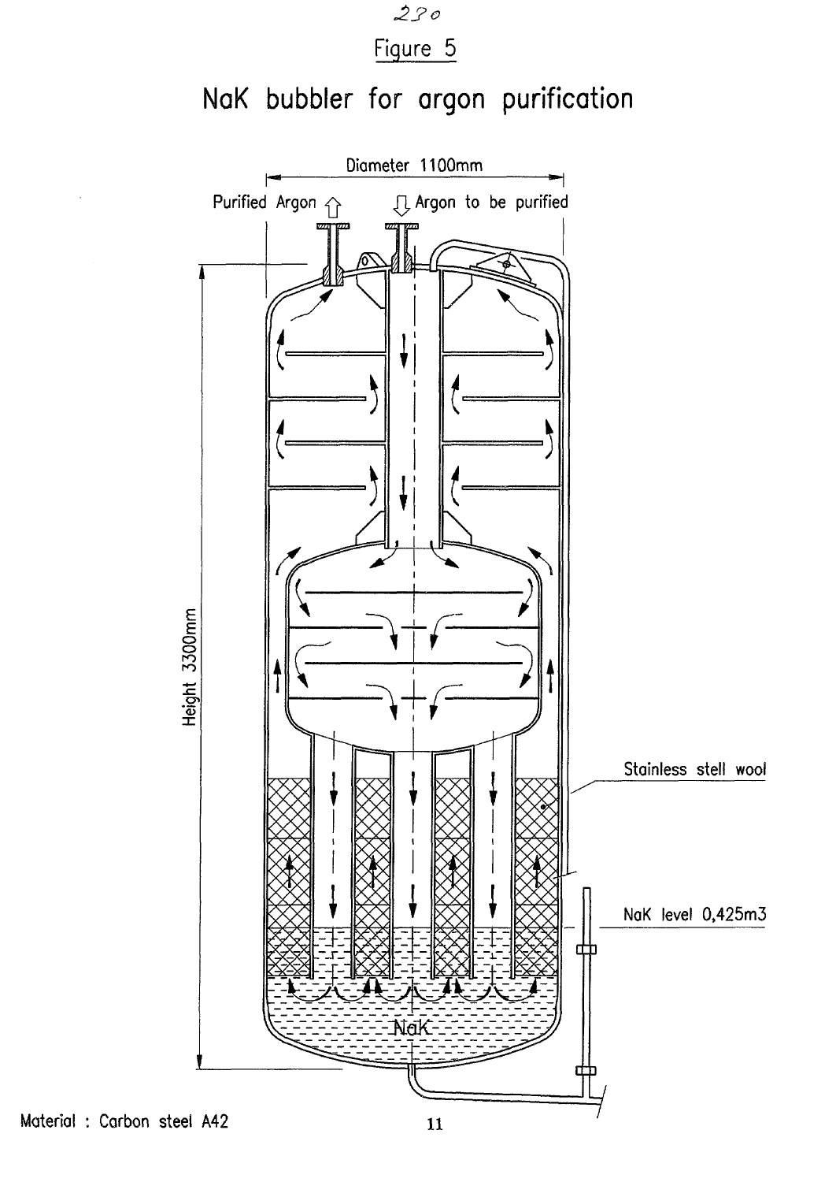230

Figure 5

# NaK bubbler for argon purification

Diameter 1100mm

Purified Argon

Argon to be purified

Height 3300mm

Stainless stell wool

NaK level 0,425m3

NaK

Material : Carbon steel A42